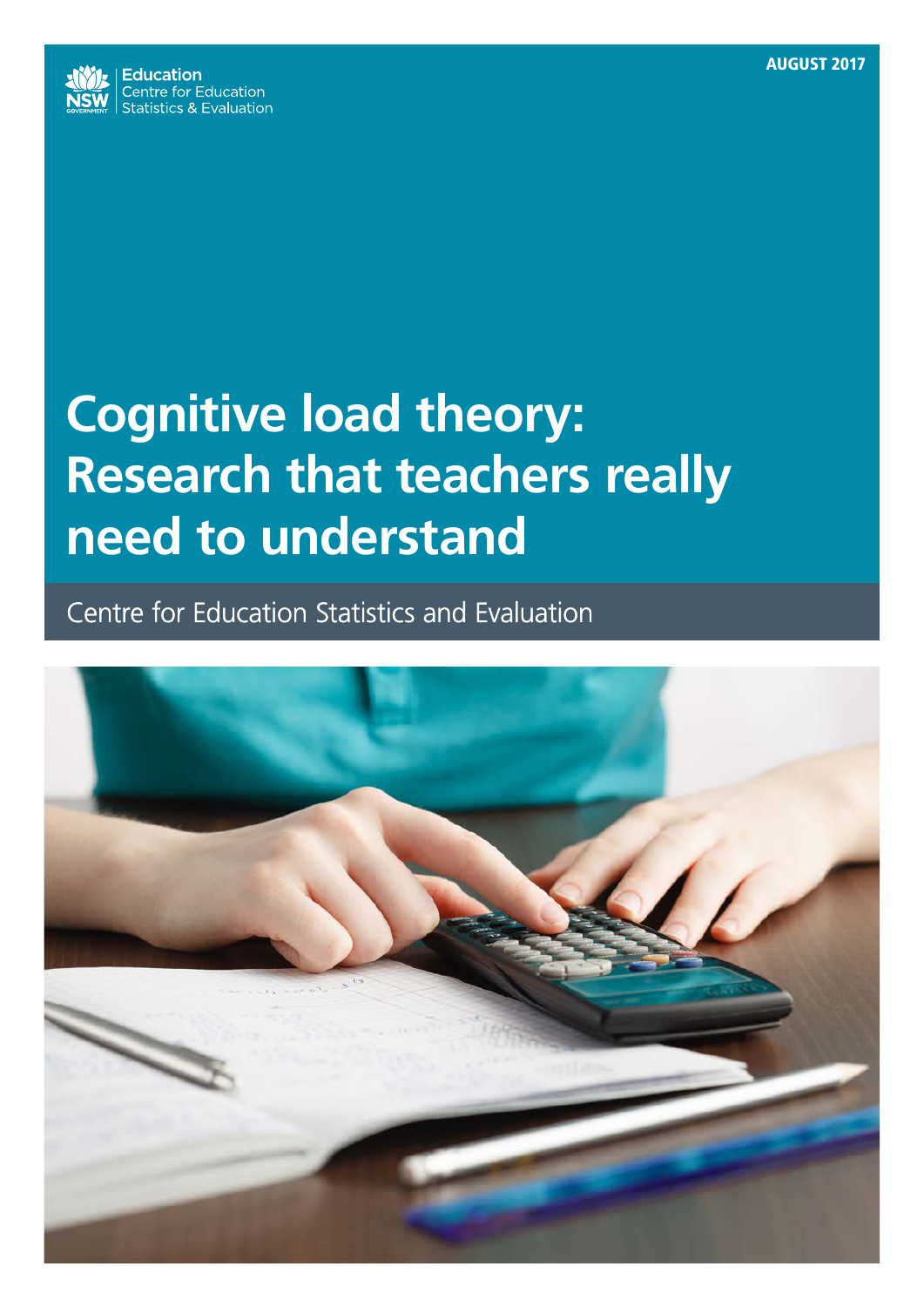Education
Centre for Education
Statistics & Evaluation

AUGUST 2017

# Cognitive load theory: Research that teachers really need to understand

Centre for Education Statistics and Evaluation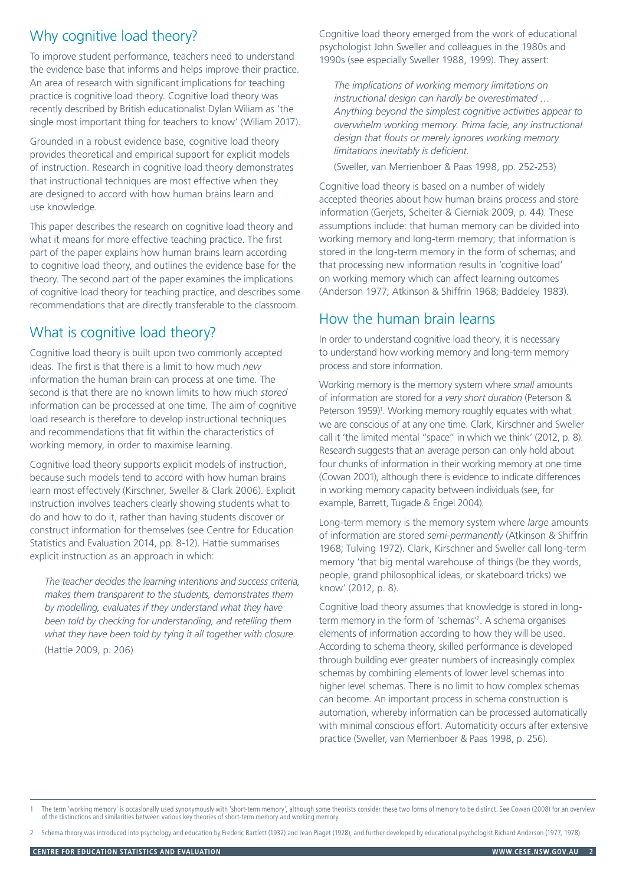## Why cognitive load theory?

To improve student performance, teachers need to understand the evidence base that informs and helps improve their practice. An area of research with significant implications for teaching practice is cognitive load theory. Cognitive load theory was recently described by British educationalist Dylan Wiliam as 'the single most important thing for teachers to know' (Wiliam 2017).

Grounded in a robust evidence base, cognitive load theory provides theoretical and empirical support for explicit models of instruction. Research in cognitive load theory demonstrates that instructional techniques are most effective when they are designed to accord with how human brains learn and use knowledge.

This paper describes the research on cognitive load theory and what it means for more effective teaching practice. The first part of the paper explains how human brains learn according to cognitive load theory, and outlines the evidence base for the theory. The second part of the paper examines the implications of cognitive load theory for teaching practice, and describes some recommendations that are directly transferable to the classroom.

## What is cognitive load theory?

Cognitive load theory is built upon two commonly accepted ideas. The first is that there is a limit to how much *new* information the human brain can process at one time. The second is that there are no known limits to how much *stored* information can be processed at one time. The aim of cognitive load research is therefore to develop instructional techniques and recommendations that fit within the characteristics of working memory, in order to maximise learning.

Cognitive load theory supports explicit models of instruction, because such models tend to accord with how human brains learn most effectively (Kirschner, Sweller & Clark 2006). Explicit instruction involves teachers clearly showing students what to do and how to do it, rather than having students discover or construct information for themselves (see Centre for Education Statistics and Evaluation 2014, pp. 8-12). Hattie summarises explicit instruction as an approach in which:

> *The teacher decides the learning intentions and success criteria, makes them transparent to the students, demonstrates them by modelling, evaluates if they understand what they have been told by checking for understanding, and retelling them what they have been told by tying it all together with closure.*
> (Hattie 2009, p. 206)

Cognitive load theory emerged from the work of educational psychologist John Sweller and colleagues in the 1980s and 1990s (see especially Sweller 1988, 1999). They assert:

> *The implications of working memory limitations on instructional design can hardly be overestimated … Anything beyond the simplest cognitive activities appear to overwhelm working memory. Prima facie, any instructional design that flouts or merely ignores working memory limitations inevitably is deficient.*
> (Sweller, van Merrienboer & Paas 1998, pp. 252-253)

Cognitive load theory is based on a number of widely accepted theories about how human brains process and store information (Gerjets, Scheiter & Cierniak 2009, p. 44). These assumptions include: that human memory can be divided into working memory and long-term memory; that information is stored in the long-term memory in the form of schemas; and that processing new information results in 'cognitive load' on working memory which can affect learning outcomes (Anderson 1977; Atkinson & Shiffrin 1968; Baddeley 1983).

## How the human brain learns

In order to understand cognitive load theory, it is necessary to understand how working memory and long-term memory process and store information.

Working memory is the memory system where *small* amounts of information are stored for *a very short duration* (Peterson & Peterson 1959)[1]. Working memory roughly equates with what we are conscious of at any one time. Clark, Kirschner and Sweller call it 'the limited mental "space" in which we think' (2012, p. 8). Research suggests that an average person can only hold about four chunks of information in their working memory at one time (Cowan 2001), although there is evidence to indicate differences in working memory capacity between individuals (see, for example, Barrett, Tugade & Engel 2004).

Long-term memory is the memory system where *large* amounts of information are stored *semi-permanently* (Atkinson & Shiffrin 1968; Tulving 1972). Clark, Kirschner and Sweller call long-term memory 'that big mental warehouse of things (be they words, people, grand philosophical ideas, or skateboard tricks) we know' (2012, p. 8).

Cognitive load theory assumes that knowledge is stored in long-term memory in the form of 'schemas'[2]. A schema organises elements of information according to how they will be used. According to schema theory, skilled performance is developed through building ever greater numbers of increasingly complex schemas by combining elements of lower level schemas into higher level schemas. There is no limit to how complex schemas can become. An important process in schema construction is automation, whereby information can be processed automatically with minimal conscious effort. Automaticity occurs after extensive practice (Sweller, van Merrienboer & Paas 1998, p. 256).

---

1 The term 'working memory' is occasionally used synonymously with 'short-term memory', although some theorists consider these two forms of memory to be distinct. See Cowan (2008) for an overview of the distinctions and similarities between various key theories of short-term memory and working memory.

2 Schema theory was introduced into psychology and education by Frederic Bartlett (1932) and Jean Piaget (1928), and further developed by educational psychologist Richard Anderson (1977, 1978).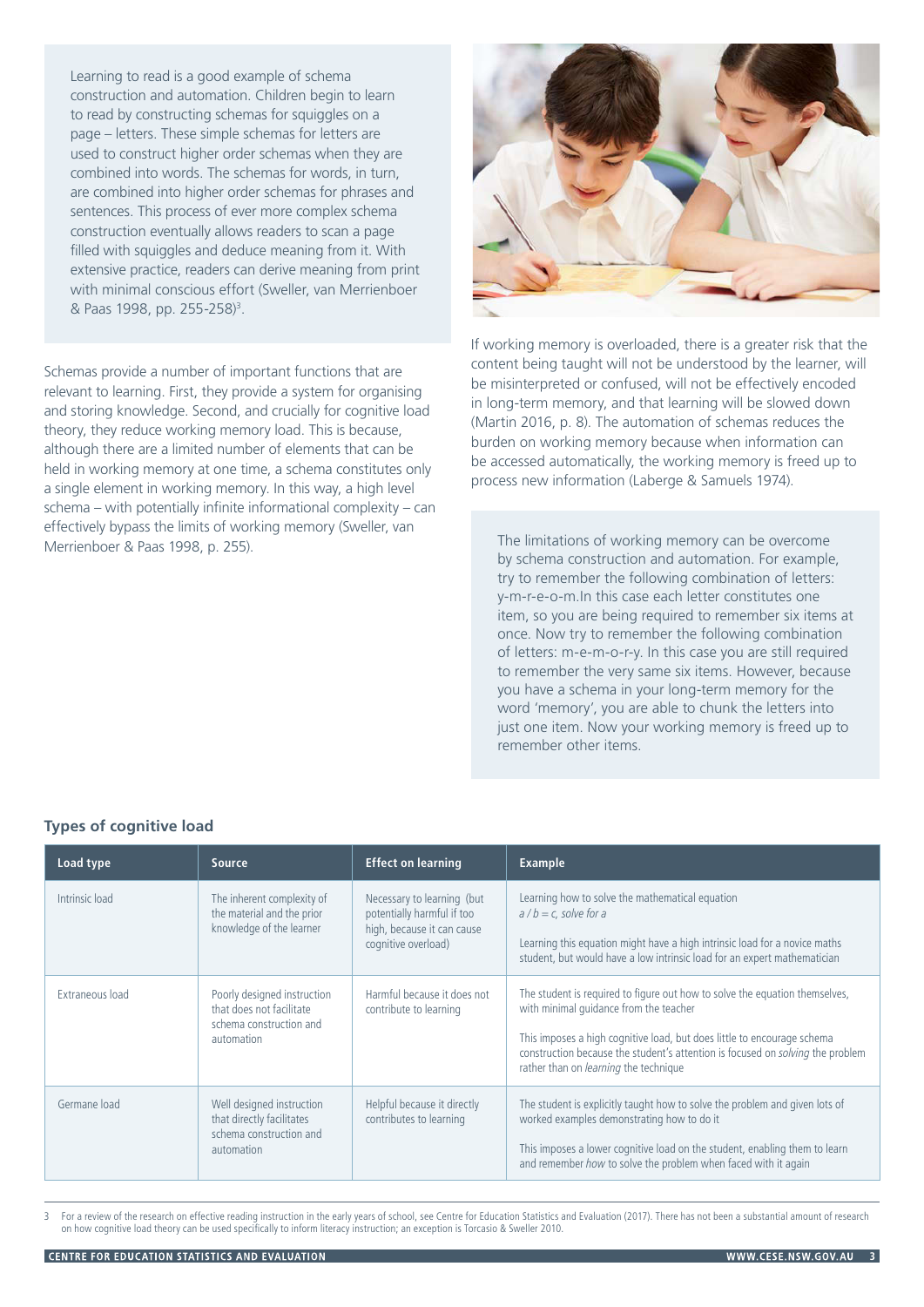Learning to read is a good example of schema construction and automation. Children begin to learn to read by constructing schemas for squiggles on a page – letters. These simple schemas for letters are used to construct higher order schemas when they are combined into words. The schemas for words, in turn, are combined into higher order schemas for phrases and sentences. This process of ever more complex schema construction eventually allows readers to scan a page filled with squiggles and deduce meaning from it. With extensive practice, readers can derive meaning from print with minimal conscious effort (Sweller, van Merrienboer & Paas 1998, pp. 255-258)[3].

Schemas provide a number of important functions that are relevant to learning. First, they provide a system for organising and storing knowledge. Second, and crucially for cognitive load theory, they reduce working memory load. This is because, although there are a limited number of elements that can be held in working memory at one time, a schema constitutes only a single element in working memory. In this way, a high level schema – with potentially infinite informational complexity – can effectively bypass the limits of working memory (Sweller, van Merrienboer & Paas 1998, p. 255).

If working memory is overloaded, there is a greater risk that the content being taught will not be understood by the learner, will be misinterpreted or confused, will not be effectively encoded in long-term memory, and that learning will be slowed down (Martin 2016, p. 8). The automation of schemas reduces the burden on working memory because when information can be accessed automatically, the working memory is freed up to process new information (Laberge & Samuels 1974).

The limitations of working memory can be overcome by schema construction and automation. For example, try to remember the following combination of letters: y-m-r-e-o-m.In this case each letter constitutes one item, so you are being required to remember six items at once. Now try to remember the following combination of letters: m-e-m-o-r-y. In this case you are still required to remember the very same six items. However, because you have a schema in your long-term memory for the word 'memory', you are able to chunk the letters into just one item. Now your working memory is freed up to remember other items.

### Types of cognitive load

| Load type | Source | Effect on learning | Example |
|---|---|---|---|
| Intrinsic load | The inherent complexity of the material and the prior knowledge of the learner | Necessary to learning (but potentially harmful if too high, because it can cause cognitive overload) | Learning how to solve the mathematical equation $a / b = c$, *solve for a*<br><br>Learning this equation might have a high intrinsic load for a novice maths student, but would have a low intrinsic load for an expert mathematician |
| Extraneous load | Poorly designed instruction that does not facilitate schema construction and automation | Harmful because it does not contribute to learning | The student is required to figure out how to solve the equation themselves, with minimal guidance from the teacher<br><br>This imposes a high cognitive load, but does little to encourage schema construction because the student's attention is focused on *solving* the problem rather than on *learning* the technique |
| Germane load | Well designed instruction that directly facilitates schema construction and automation | Helpful because it directly contributes to learning | The student is explicitly taught how to solve the problem and given lots of worked examples demonstrating how to do it<br><br>This imposes a lower cognitive load on the student, enabling them to learn and remember *how* to solve the problem when faced with it again |

3 For a review of the research on effective reading instruction in the early years of school, see Centre for Education Statistics and Evaluation (2017). There has not been a substantial amount of research on how cognitive load theory can be used specifically to inform literacy instruction; an exception is Torcasio & Sweller 2010.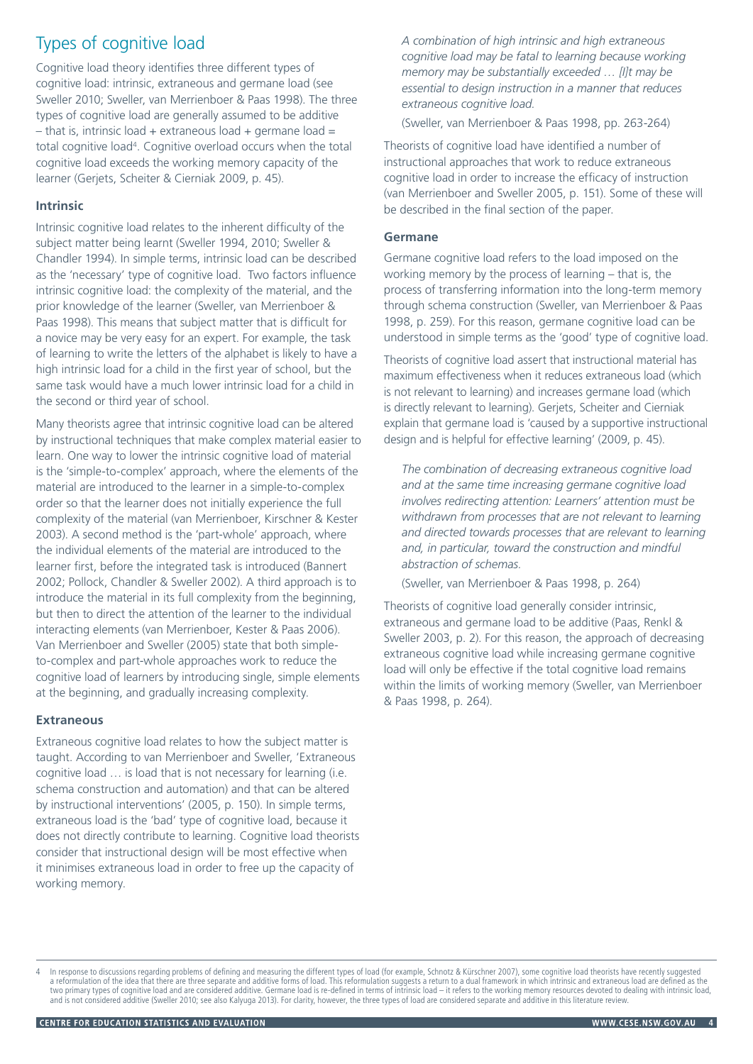## Types of cognitive load

Cognitive load theory identifies three different types of cognitive load: intrinsic, extraneous and germane load (see Sweller 2010; Sweller, van Merrienboer & Paas 1998). The three types of cognitive load are generally assumed to be additive – that is, intrinsic load + extraneous load + germane load = total cognitive load[4]. Cognitive overload occurs when the total cognitive load exceeds the working memory capacity of the learner (Gerjets, Scheiter & Cierniak 2009, p. 45).

### Intrinsic

Intrinsic cognitive load relates to the inherent difficulty of the subject matter being learnt (Sweller 1994, 2010; Sweller & Chandler 1994). In simple terms, intrinsic load can be described as the 'necessary' type of cognitive load. Two factors influence intrinsic cognitive load: the complexity of the material, and the prior knowledge of the learner (Sweller, van Merrienboer & Paas 1998). This means that subject matter that is difficult for a novice may be very easy for an expert. For example, the task of learning to write the letters of the alphabet is likely to have a high intrinsic load for a child in the first year of school, but the same task would have a much lower intrinsic load for a child in the second or third year of school.

Many theorists agree that intrinsic cognitive load can be altered by instructional techniques that make complex material easier to learn. One way to lower the intrinsic cognitive load of material is the 'simple-to-complex' approach, where the elements of the material are introduced to the learner in a simple-to-complex order so that the learner does not initially experience the full complexity of the material (van Merrienboer, Kirschner & Kester 2003). A second method is the 'part-whole' approach, where the individual elements of the material are introduced to the learner first, before the integrated task is introduced (Bannert 2002; Pollock, Chandler & Sweller 2002). A third approach is to introduce the material in its full complexity from the beginning, but then to direct the attention of the learner to the individual interacting elements (van Merrienboer, Kester & Paas 2006). Van Merrienboer and Sweller (2005) state that both simple-to-complex and part-whole approaches work to reduce the cognitive load of learners by introducing single, simple elements at the beginning, and gradually increasing complexity.

### Extraneous

Extraneous cognitive load relates to how the subject matter is taught. According to van Merrienboer and Sweller, 'Extraneous cognitive load … is load that is not necessary for learning (i.e. schema construction and automation) and that can be altered by instructional interventions' (2005, p. 150). In simple terms, extraneous load is the 'bad' type of cognitive load, because it does not directly contribute to learning. Cognitive load theorists consider that instructional design will be most effective when it minimises extraneous load in order to free up the capacity of working memory.

> *A combination of high intrinsic and high extraneous cognitive load may be fatal to learning because working memory may be substantially exceeded … [I]t may be essential to design instruction in a manner that reduces extraneous cognitive load.*
>
> (Sweller, van Merrienboer & Paas 1998, pp. 263-264)

Theorists of cognitive load have identified a number of instructional approaches that work to reduce extraneous cognitive load in order to increase the efficacy of instruction (van Merrienboer and Sweller 2005, p. 151). Some of these will be described in the final section of the paper.

### Germane

Germane cognitive load refers to the load imposed on the working memory by the process of learning – that is, the process of transferring information into the long-term memory through schema construction (Sweller, van Merrienboer & Paas 1998, p. 259). For this reason, germane cognitive load can be understood in simple terms as the 'good' type of cognitive load.

Theorists of cognitive load assert that instructional material has maximum effectiveness when it reduces extraneous load (which is not relevant to learning) and increases germane load (which is directly relevant to learning). Gerjets, Scheiter and Cierniak explain that germane load is 'caused by a supportive instructional design and is helpful for effective learning' (2009, p. 45).

> *The combination of decreasing extraneous cognitive load and at the same time increasing germane cognitive load involves redirecting attention: Learners' attention must be withdrawn from processes that are not relevant to learning and directed towards processes that are relevant to learning and, in particular, toward the construction and mindful abstraction of schemas.*
>
> (Sweller, van Merrienboer & Paas 1998, p. 264)

Theorists of cognitive load generally consider intrinsic, extraneous and germane load to be additive (Paas, Renkl & Sweller 2003, p. 2). For this reason, the approach of decreasing extraneous cognitive load while increasing germane cognitive load will only be effective if the total cognitive load remains within the limits of working memory (Sweller, van Merrienboer & Paas 1998, p. 264).

---

[4] In response to discussions regarding problems of defining and measuring the different types of load (for example, Schnotz & Kürschner 2007), some cognitive load theorists have recently suggested a reformulation of the idea that there are three separate and additive forms of load. This reformulation suggests a return to a dual framework in which intrinsic and extraneous load are defined as the two primary types of cognitive load and are considered additive. Germane load is re-defined in terms of intrinsic load – it refers to the working memory resources devoted to dealing with intrinsic load, and is not considered additive (Sweller 2010; see also Kalyuga 2013). For clarity, however, the three types of load are considered separate and additive in this literature review.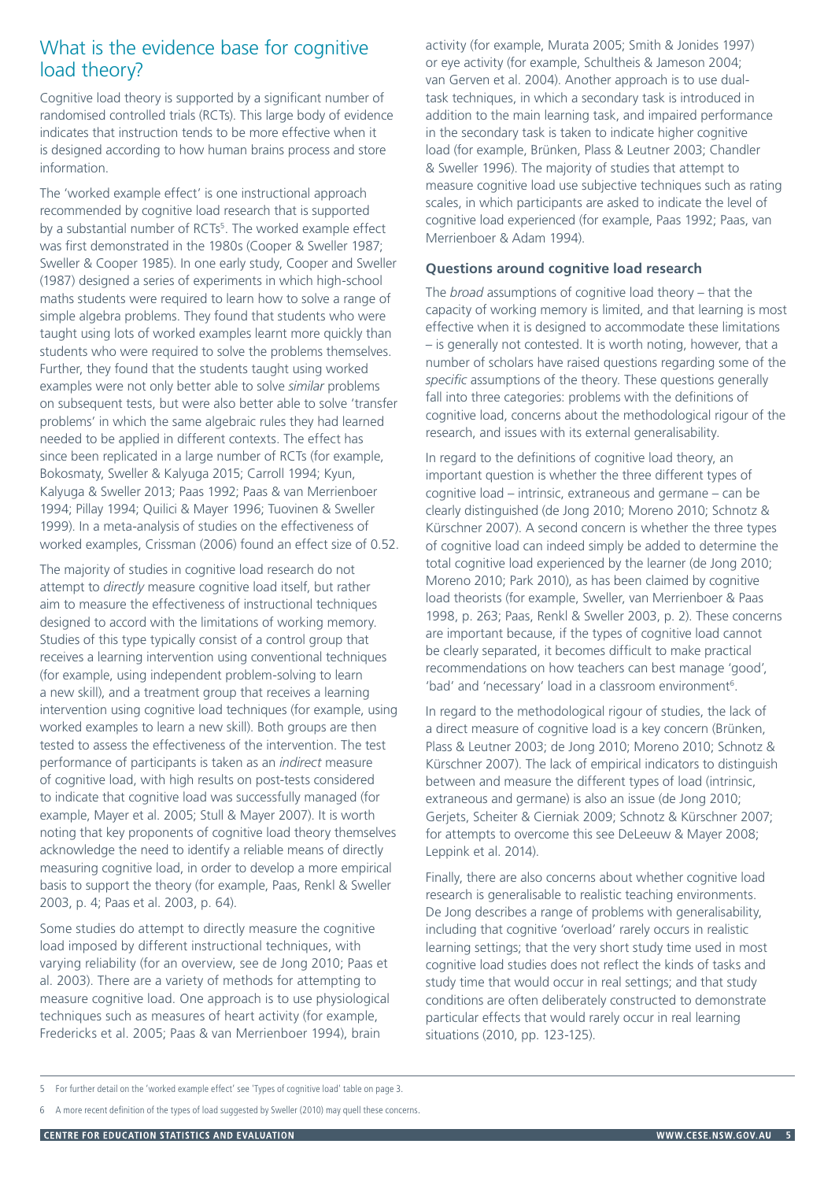## What is the evidence base for cognitive load theory?

Cognitive load theory is supported by a significant number of randomised controlled trials (RCTs). This large body of evidence indicates that instruction tends to be more effective when it is designed according to how human brains process and store information.

The 'worked example effect' is one instructional approach recommended by cognitive load research that is supported by a substantial number of RCTs[5]. The worked example effect was first demonstrated in the 1980s (Cooper & Sweller 1987; Sweller & Cooper 1985). In one early study, Cooper and Sweller (1987) designed a series of experiments in which high-school maths students were required to learn how to solve a range of simple algebra problems. They found that students who were taught using lots of worked examples learnt more quickly than students who were required to solve the problems themselves. Further, they found that the students taught using worked examples were not only better able to solve *similar* problems on subsequent tests, but were also better able to solve 'transfer problems' in which the same algebraic rules they had learned needed to be applied in different contexts. The effect has since been replicated in a large number of RCTs (for example, Bokosmaty, Sweller & Kalyuga 2015; Carroll 1994; Kyun, Kalyuga & Sweller 2013; Paas 1992; Paas & van Merrienboer 1994; Pillay 1994; Quilici & Mayer 1996; Tuovinen & Sweller 1999). In a meta-analysis of studies on the effectiveness of worked examples, Crissman (2006) found an effect size of 0.52.

The majority of studies in cognitive load research do not attempt to *directly* measure cognitive load itself, but rather aim to measure the effectiveness of instructional techniques designed to accord with the limitations of working memory. Studies of this type typically consist of a control group that receives a learning intervention using conventional techniques (for example, using independent problem-solving to learn a new skill), and a treatment group that receives a learning intervention using cognitive load techniques (for example, using worked examples to learn a new skill). Both groups are then tested to assess the effectiveness of the intervention. The test performance of participants is taken as an *indirect* measure of cognitive load, with high results on post-tests considered to indicate that cognitive load was successfully managed (for example, Mayer et al. 2005; Stull & Mayer 2007). It is worth noting that key proponents of cognitive load theory themselves acknowledge the need to identify a reliable means of directly measuring cognitive load, in order to develop a more empirical basis to support the theory (for example, Paas, Renkl & Sweller 2003, p. 4; Paas et al. 2003, p. 64).

Some studies do attempt to directly measure the cognitive load imposed by different instructional techniques, with varying reliability (for an overview, see de Jong 2010; Paas et al. 2003). There are a variety of methods for attempting to measure cognitive load. One approach is to use physiological techniques such as measures of heart activity (for example, Fredericks et al. 2005; Paas & van Merrienboer 1994), brain activity (for example, Murata 2005; Smith & Jonides 1997) or eye activity (for example, Schultheis & Jameson 2004; van Gerven et al. 2004). Another approach is to use dual-task techniques, in which a secondary task is introduced in addition to the main learning task, and impaired performance in the secondary task is taken to indicate higher cognitive load (for example, Brünken, Plass & Leutner 2003; Chandler & Sweller 1996). The majority of studies that attempt to measure cognitive load use subjective techniques such as rating scales, in which participants are asked to indicate the level of cognitive load experienced (for example, Paas 1992; Paas, van Merrienboer & Adam 1994).

### Questions around cognitive load research

The *broad* assumptions of cognitive load theory – that the capacity of working memory is limited, and that learning is most effective when it is designed to accommodate these limitations – is generally not contested. It is worth noting, however, that a number of scholars have raised questions regarding some of the *specific* assumptions of the theory. These questions generally fall into three categories: problems with the definitions of cognitive load, concerns about the methodological rigour of the research, and issues with its external generalisability.

In regard to the definitions of cognitive load theory, an important question is whether the three different types of cognitive load – intrinsic, extraneous and germane – can be clearly distinguished (de Jong 2010; Moreno 2010; Schnotz & Kürschner 2007). A second concern is whether the three types of cognitive load can indeed simply be added to determine the total cognitive load experienced by the learner (de Jong 2010; Moreno 2010; Park 2010), as has been claimed by cognitive load theorists (for example, Sweller, van Merrienboer & Paas 1998, p. 263; Paas, Renkl & Sweller 2003, p. 2). These concerns are important because, if the types of cognitive load cannot be clearly separated, it becomes difficult to make practical recommendations on how teachers can best manage 'good', 'bad' and 'necessary' load in a classroom environment[6].

In regard to the methodological rigour of studies, the lack of a direct measure of cognitive load is a key concern (Brünken, Plass & Leutner 2003; de Jong 2010; Moreno 2010; Schnotz & Kürschner 2007). The lack of empirical indicators to distinguish between and measure the different types of load (intrinsic, extraneous and germane) is also an issue (de Jong 2010; Gerjets, Scheiter & Cierniak 2009; Schnotz & Kürschner 2007; for attempts to overcome this see DeLeeuw & Mayer 2008; Leppink et al. 2014).

Finally, there are also concerns about whether cognitive load research is generalisable to realistic teaching environments. De Jong describes a range of problems with generalisability, including that cognitive 'overload' rarely occurs in realistic learning settings; that the very short study time used in most cognitive load studies does not reflect the kinds of tasks and study time that would occur in real settings; and that study conditions are often deliberately constructed to demonstrate particular effects that would rarely occur in real learning situations (2010, pp. 123-125).

---

5 For further detail on the 'worked example effect' see 'Types of cognitive load' table on page 3.

6 A more recent definition of the types of load suggested by Sweller (2010) may quell these concerns.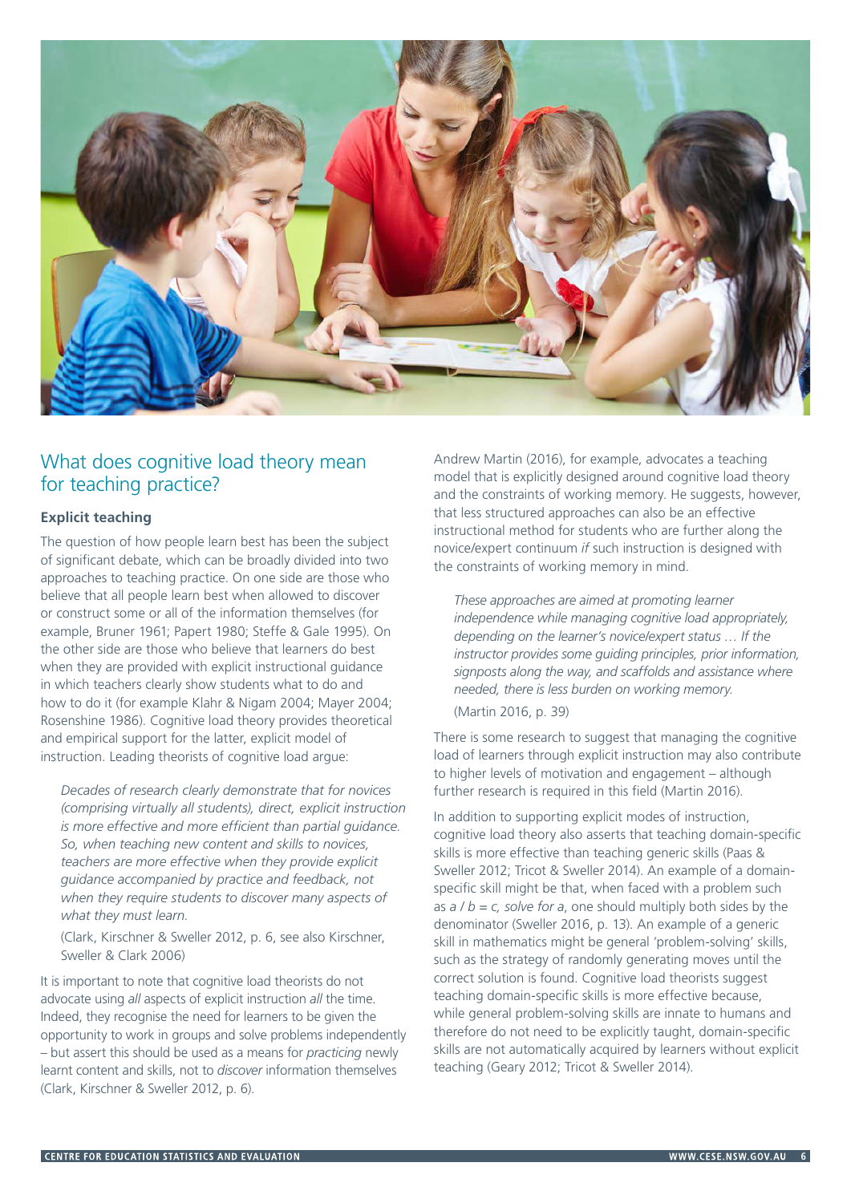## What does cognitive load theory mean for teaching practice?

### Explicit teaching

The question of how people learn best has been the subject of significant debate, which can be broadly divided into two approaches to teaching practice. On one side are those who believe that all people learn best when allowed to discover or construct some or all of the information themselves (for example, Bruner 1961; Papert 1980; Steffe & Gale 1995). On the other side are those who believe that learners do best when they are provided with explicit instructional guidance in which teachers clearly show students what to do and how to do it (for example Klahr & Nigam 2004; Mayer 2004; Rosenshine 1986). Cognitive load theory provides theoretical and empirical support for the latter, explicit model of instruction. Leading theorists of cognitive load argue:

> *Decades of research clearly demonstrate that for novices (comprising virtually all students), direct, explicit instruction is more effective and more efficient than partial guidance. So, when teaching new content and skills to novices, teachers are more effective when they provide explicit guidance accompanied by practice and feedback, not when they require students to discover many aspects of what they must learn.*
>
> (Clark, Kirschner & Sweller 2012, p. 6, see also Kirschner, Sweller & Clark 2006)

It is important to note that cognitive load theorists do not advocate using *all* aspects of explicit instruction *all* the time. Indeed, they recognise the need for learners to be given the opportunity to work in groups and solve problems independently – but assert this should be used as a means for *practicing* newly learnt content and skills, not to *discover* information themselves (Clark, Kirschner & Sweller 2012, p. 6).

Andrew Martin (2016), for example, advocates a teaching model that is explicitly designed around cognitive load theory and the constraints of working memory. He suggests, however, that less structured approaches can also be an effective instructional method for students who are further along the novice/expert continuum *if* such instruction is designed with the constraints of working memory in mind.

> *These approaches are aimed at promoting learner independence while managing cognitive load appropriately, depending on the learner's novice/expert status … If the instructor provides some guiding principles, prior information, signposts along the way, and scaffolds and assistance where needed, there is less burden on working memory.*
>
> (Martin 2016, p. 39)

There is some research to suggest that managing the cognitive load of learners through explicit instruction may also contribute to higher levels of motivation and engagement – although further research is required in this field (Martin 2016).

In addition to supporting explicit modes of instruction, cognitive load theory also asserts that teaching domain-specific skills is more effective than teaching generic skills (Paas & Sweller 2012; Tricot & Sweller 2014). An example of a domain-specific skill might be that, when faced with a problem such as $a / b = c$, *solve for* $a$, one should multiply both sides by the denominator (Sweller 2016, p. 13). An example of a generic skill in mathematics might be general 'problem-solving' skills, such as the strategy of randomly generating moves until the correct solution is found. Cognitive load theorists suggest teaching domain-specific skills is more effective because, while general problem-solving skills are innate to humans and therefore do not need to be explicitly taught, domain-specific skills are not automatically acquired by learners without explicit teaching (Geary 2012; Tricot & Sweller 2014).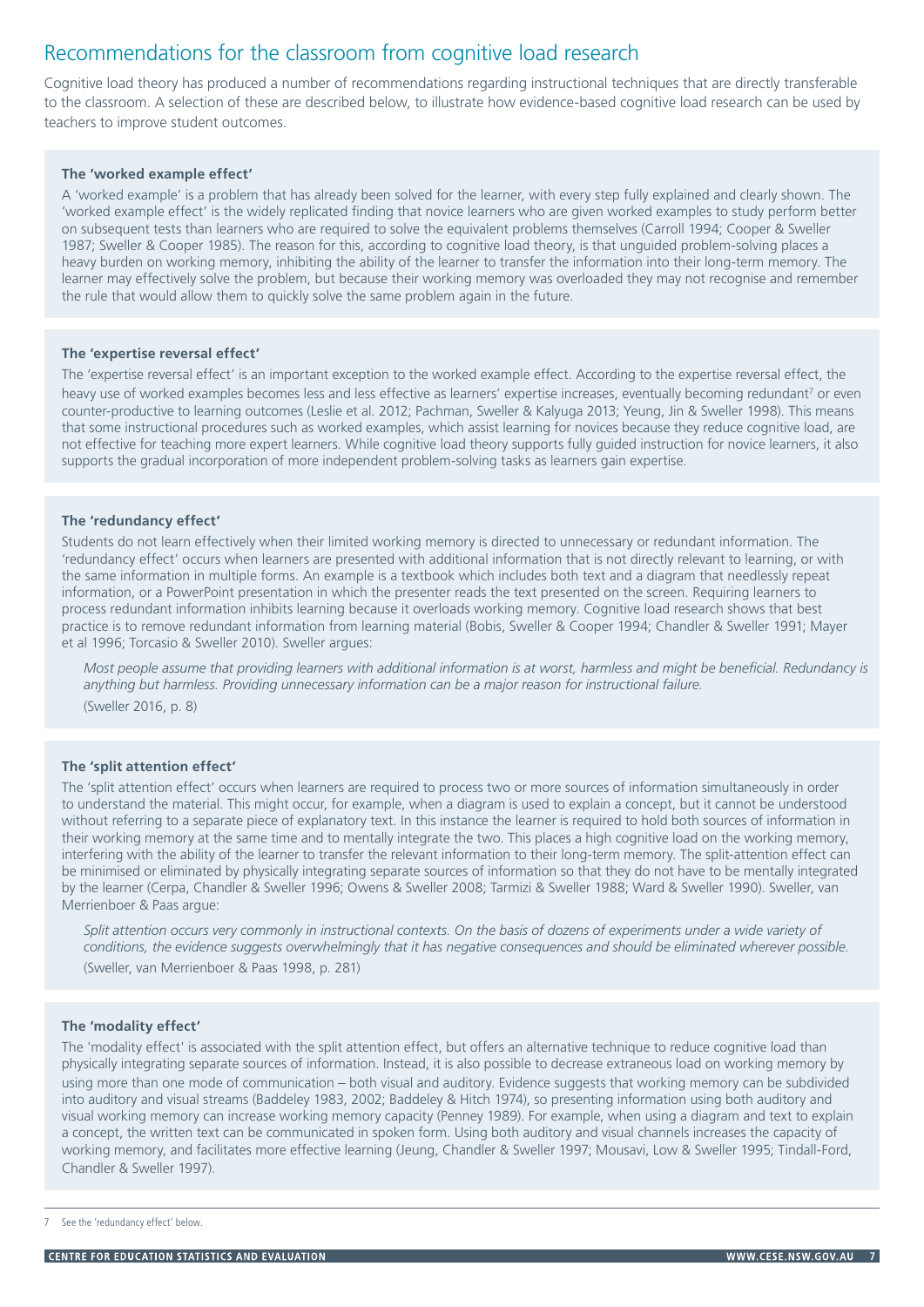## Recommendations for the classroom from cognitive load research

Cognitive load theory has produced a number of recommendations regarding instructional techniques that are directly transferable to the classroom. A selection of these are described below, to illustrate how evidence-based cognitive load research can be used by teachers to improve student outcomes.

### The 'worked example effect'

A 'worked example' is a problem that has already been solved for the learner, with every step fully explained and clearly shown. The 'worked example effect' is the widely replicated finding that novice learners who are given worked examples to study perform better on subsequent tests than learners who are required to solve the equivalent problems themselves (Carroll 1994; Cooper & Sweller 1987; Sweller & Cooper 1985). The reason for this, according to cognitive load theory, is that unguided problem-solving places a heavy burden on working memory, inhibiting the ability of the learner to transfer the information into their long-term memory. The learner may effectively solve the problem, but because their working memory was overloaded they may not recognise and remember the rule that would allow them to quickly solve the same problem again in the future.

### The 'expertise reversal effect'

The 'expertise reversal effect' is an important exception to the worked example effect. According to the expertise reversal effect, the heavy use of worked examples becomes less and less effective as learners' expertise increases, eventually becoming redundant[7] or even counter-productive to learning outcomes (Leslie et al. 2012; Pachman, Sweller & Kalyuga 2013; Yeung, Jin & Sweller 1998). This means that some instructional procedures such as worked examples, which assist learning for novices because they reduce cognitive load, are not effective for teaching more expert learners. While cognitive load theory supports fully guided instruction for novice learners, it also supports the gradual incorporation of more independent problem-solving tasks as learners gain expertise.

### The 'redundancy effect'

Students do not learn effectively when their limited working memory is directed to unnecessary or redundant information. The 'redundancy effect' occurs when learners are presented with additional information that is not directly relevant to learning, or with the same information in multiple forms. An example is a textbook which includes both text and a diagram that needlessly repeat information, or a PowerPoint presentation in which the presenter reads the text presented on the screen. Requiring learners to process redundant information inhibits learning because it overloads working memory. Cognitive load research shows that best practice is to remove redundant information from learning material (Bobis, Sweller & Cooper 1994; Chandler & Sweller 1991; Mayer et al 1996; Torcasio & Sweller 2010). Sweller argues:

> *Most people assume that providing learners with additional information is at worst, harmless and might be beneficial. Redundancy is anything but harmless. Providing unnecessary information can be a major reason for instructional failure.*
>
> (Sweller 2016, p. 8)

### The 'split attention effect'

The 'split attention effect' occurs when learners are required to process two or more sources of information simultaneously in order to understand the material. This might occur, for example, when a diagram is used to explain a concept, but it cannot be understood without referring to a separate piece of explanatory text. In this instance the learner is required to hold both sources of information in their working memory at the same time and to mentally integrate the two. This places a high cognitive load on the working memory, interfering with the ability of the learner to transfer the relevant information to their long-term memory. The split-attention effect can be minimised or eliminated by physically integrating separate sources of information so that they do not have to be mentally integrated by the learner (Cerpa, Chandler & Sweller 1996; Owens & Sweller 2008; Tarmizi & Sweller 1988; Ward & Sweller 1990). Sweller, van Merrienboer & Paas argue:

> *Split attention occurs very commonly in instructional contexts. On the basis of dozens of experiments under a wide variety of conditions, the evidence suggests overwhelmingly that it has negative consequences and should be eliminated wherever possible.*
>
> (Sweller, van Merrienboer & Paas 1998, p. 281)

### The 'modality effect'

The 'modality effect' is associated with the split attention effect, but offers an alternative technique to reduce cognitive load than physically integrating separate sources of information. Instead, it is also possible to decrease extraneous load on working memory by using more than one mode of communication – both visual and auditory. Evidence suggests that working memory can be subdivided into auditory and visual streams (Baddeley 1983, 2002; Baddeley & Hitch 1974), so presenting information using both auditory and visual working memory can increase working memory capacity (Penney 1989). For example, when using a diagram and text to explain a concept, the written text can be communicated in spoken form. Using both auditory and visual channels increases the capacity of working memory, and facilitates more effective learning (Jeung, Chandler & Sweller 1997; Mousavi, Low & Sweller 1995; Tindall-Ford, Chandler & Sweller 1997).

---

7 See the 'redundancy effect' below.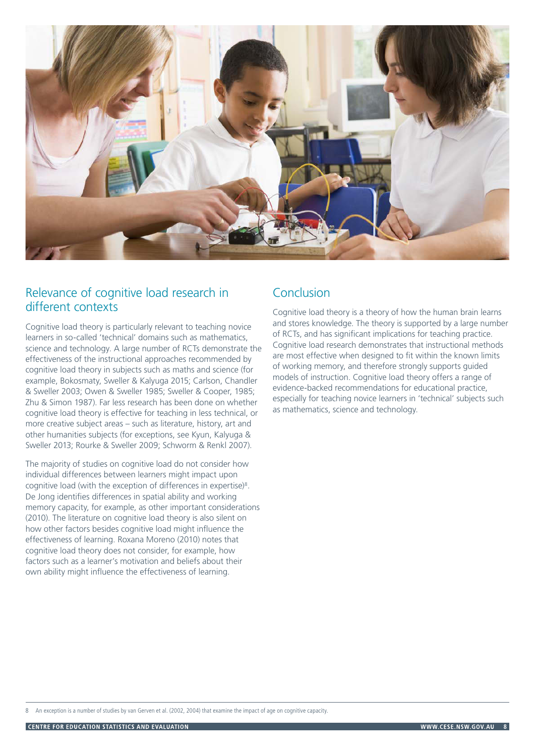## Relevance of cognitive load research in different contexts

Cognitive load theory is particularly relevant to teaching novice learners in so-called 'technical' domains such as mathematics, science and technology. A large number of RCTs demonstrate the effectiveness of the instructional approaches recommended by cognitive load theory in subjects such as maths and science (for example, Bokosmaty, Sweller & Kalyuga 2015; Carlson, Chandler & Sweller 2003; Owen & Sweller 1985; Sweller & Cooper, 1985; Zhu & Simon 1987). Far less research has been done on whether cognitive load theory is effective for teaching in less technical, or more creative subject areas – such as literature, history, art and other humanities subjects (for exceptions, see Kyun, Kalyuga & Sweller 2013; Rourke & Sweller 2009; Schworm & Renkl 2007).

The majority of studies on cognitive load do not consider how individual differences between learners might impact upon cognitive load (with the exception of differences in expertise)[8]. De Jong identifies differences in spatial ability and working memory capacity, for example, as other important considerations (2010). The literature on cognitive load theory is also silent on how other factors besides cognitive load might influence the effectiveness of learning. Roxana Moreno (2010) notes that cognitive load theory does not consider, for example, how factors such as a learner's motivation and beliefs about their own ability might influence the effectiveness of learning.

## Conclusion

Cognitive load theory is a theory of how the human brain learns and stores knowledge. The theory is supported by a large number of RCTs, and has significant implications for teaching practice. Cognitive load research demonstrates that instructional methods are most effective when designed to fit within the known limits of working memory, and therefore strongly supports guided models of instruction. Cognitive load theory offers a range of evidence-backed recommendations for educational practice, especially for teaching novice learners in 'technical' subjects such as mathematics, science and technology.

8 An exception is a number of studies by van Gerven et al. (2002, 2004) that examine the impact of age on cognitive capacity.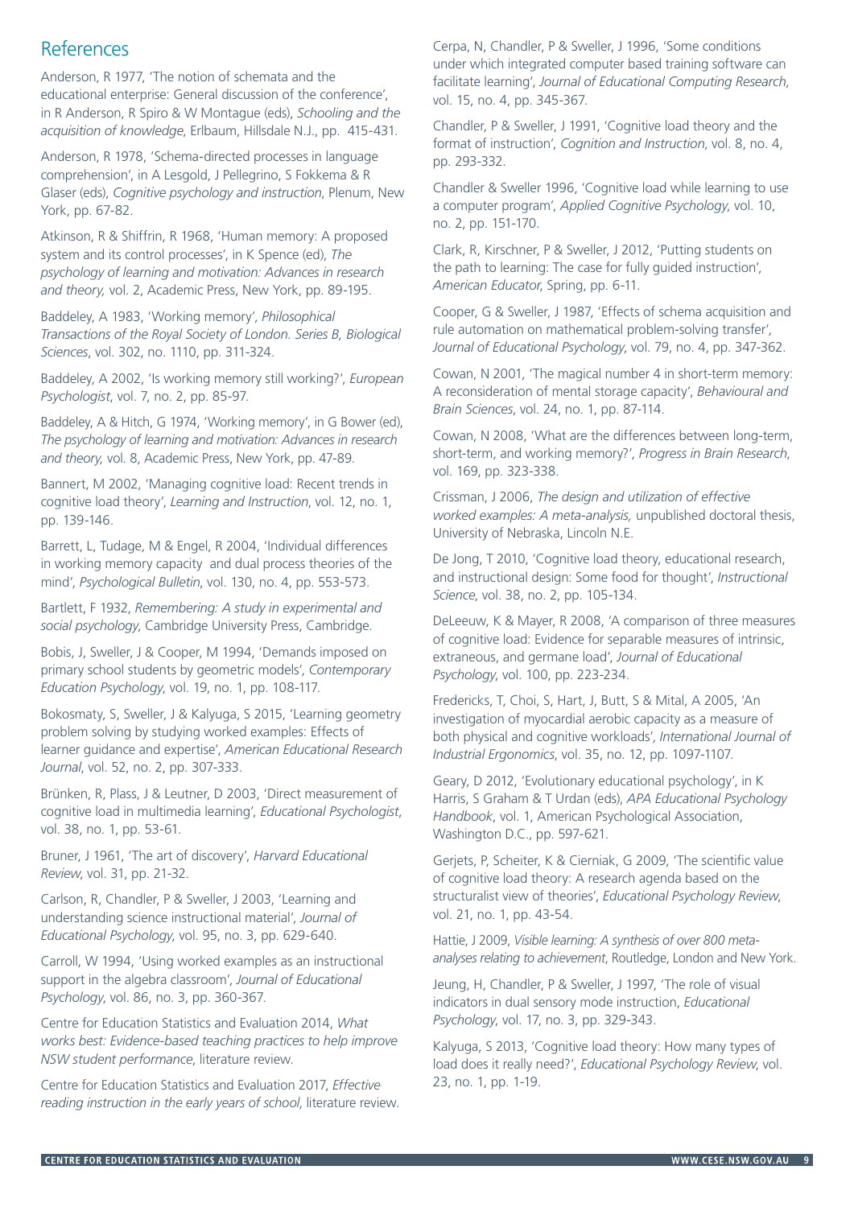## References

Anderson, R 1977, 'The notion of schemata and the educational enterprise: General discussion of the conference', in R Anderson, R Spiro & W Montague (eds), *Schooling and the acquisition of knowledge*, Erlbaum, Hillsdale N.J., pp. 415-431.

Anderson, R 1978, 'Schema-directed processes in language comprehension', in A Lesgold, J Pellegrino, S Fokkema & R Glaser (eds), *Cognitive psychology and instruction*, Plenum, New York, pp. 67-82.

Atkinson, R & Shiffrin, R 1968, 'Human memory: A proposed system and its control processes', in K Spence (ed), *The psychology of learning and motivation: Advances in research and theory,* vol. 2, Academic Press, New York, pp. 89-195.

Baddeley, A 1983, 'Working memory', *Philosophical Transactions of the Royal Society of London. Series B, Biological Sciences*, vol. 302, no. 1110, pp. 311-324.

Baddeley, A 2002, 'Is working memory still working?', *European Psychologist*, vol. 7, no. 2, pp. 85-97.

Baddeley, A & Hitch, G 1974, 'Working memory', in G Bower (ed), *The psychology of learning and motivation: Advances in research and theory,* vol. 8, Academic Press, New York, pp. 47-89.

Bannert, M 2002, 'Managing cognitive load: Recent trends in cognitive load theory', *Learning and Instruction*, vol. 12, no. 1, pp. 139-146.

Barrett, L, Tudage, M & Engel, R 2004, 'Individual differences in working memory capacity and dual process theories of the mind', *Psychological Bulletin*, vol. 130, no. 4, pp. 553-573.

Bartlett, F 1932, *Remembering: A study in experimental and social psychology*, Cambridge University Press, Cambridge.

Bobis, J, Sweller, J & Cooper, M 1994, 'Demands imposed on primary school students by geometric models', *Contemporary Education Psychology*, vol. 19, no. 1, pp. 108-117.

Bokosmaty, S, Sweller, J & Kalyuga, S 2015, 'Learning geometry problem solving by studying worked examples: Effects of learner guidance and expertise', *American Educational Research Journal*, vol. 52, no. 2, pp. 307-333.

Brünken, R, Plass, J & Leutner, D 2003, 'Direct measurement of cognitive load in multimedia learning', *Educational Psychologist*, vol. 38, no. 1, pp. 53-61.

Bruner, J 1961, 'The art of discovery', *Harvard Educational Review*, vol. 31, pp. 21-32.

Carlson, R, Chandler, P & Sweller, J 2003, 'Learning and understanding science instructional material', *Journal of Educational Psychology*, vol. 95, no. 3, pp. 629-640.

Carroll, W 1994, 'Using worked examples as an instructional support in the algebra classroom', *Journal of Educational Psychology*, vol. 86, no. 3, pp. 360-367.

Centre for Education Statistics and Evaluation 2014, *What works best: Evidence-based teaching practices to help improve NSW student performance*, literature review.

Centre for Education Statistics and Evaluation 2017, *Effective reading instruction in the early years of school*, literature review.

Cerpa, N, Chandler, P & Sweller, J 1996, 'Some conditions under which integrated computer based training software can facilitate learning', *Journal of Educational Computing Research*, vol. 15, no. 4, pp. 345-367.

Chandler, P & Sweller, J 1991, 'Cognitive load theory and the format of instruction', *Cognition and Instruction*, vol. 8, no. 4, pp. 293-332.

Chandler & Sweller 1996, 'Cognitive load while learning to use a computer program', *Applied Cognitive Psychology*, vol. 10, no. 2, pp. 151-170.

Clark, R, Kirschner, P & Sweller, J 2012, 'Putting students on the path to learning: The case for fully guided instruction', *American Educator*, Spring, pp. 6-11.

Cooper, G & Sweller, J 1987, 'Effects of schema acquisition and rule automation on mathematical problem-solving transfer', *Journal of Educational Psychology*, vol. 79, no. 4, pp. 347-362.

Cowan, N 2001, 'The magical number 4 in short-term memory: A reconsideration of mental storage capacity', *Behavioural and Brain Sciences*, vol. 24, no. 1, pp. 87-114.

Cowan, N 2008, 'What are the differences between long-term, short-term, and working memory?', *Progress in Brain Research*, vol. 169, pp. 323-338.

Crissman, J 2006, *The design and utilization of effective worked examples: A meta-analysis,* unpublished doctoral thesis, University of Nebraska, Lincoln N.E.

De Jong, T 2010, 'Cognitive load theory, educational research, and instructional design: Some food for thought', *Instructional Science*, vol. 38, no. 2, pp. 105-134.

DeLeeuw, K & Mayer, R 2008, 'A comparison of three measures of cognitive load: Evidence for separable measures of intrinsic, extraneous, and germane load', *Journal of Educational Psychology*, vol. 100, pp. 223-234.

Fredericks, T, Choi, S, Hart, J, Butt, S & Mital, A 2005, 'An investigation of myocardial aerobic capacity as a measure of both physical and cognitive workloads', *International Journal of Industrial Ergonomics*, vol. 35, no. 12, pp. 1097-1107.

Geary, D 2012, 'Evolutionary educational psychology', in K Harris, S Graham & T Urdan (eds), *APA Educational Psychology Handbook*, vol. 1, American Psychological Association, Washington D.C., pp. 597-621.

Gerjets, P, Scheiter, K & Cierniak, G 2009, 'The scientific value of cognitive load theory: A research agenda based on the structuralist view of theories', *Educational Psychology Review*, vol. 21, no. 1, pp. 43-54.

Hattie, J 2009, *Visible learning: A synthesis of over 800 meta-analyses relating to achievement*, Routledge, London and New York.

Jeung, H, Chandler, P & Sweller, J 1997, 'The role of visual indicators in dual sensory mode instruction, *Educational Psychology*, vol. 17, no. 3, pp. 329-343.

Kalyuga, S 2013, 'Cognitive load theory: How many types of load does it really need?', *Educational Psychology Review*, vol. 23, no. 1, pp. 1-19.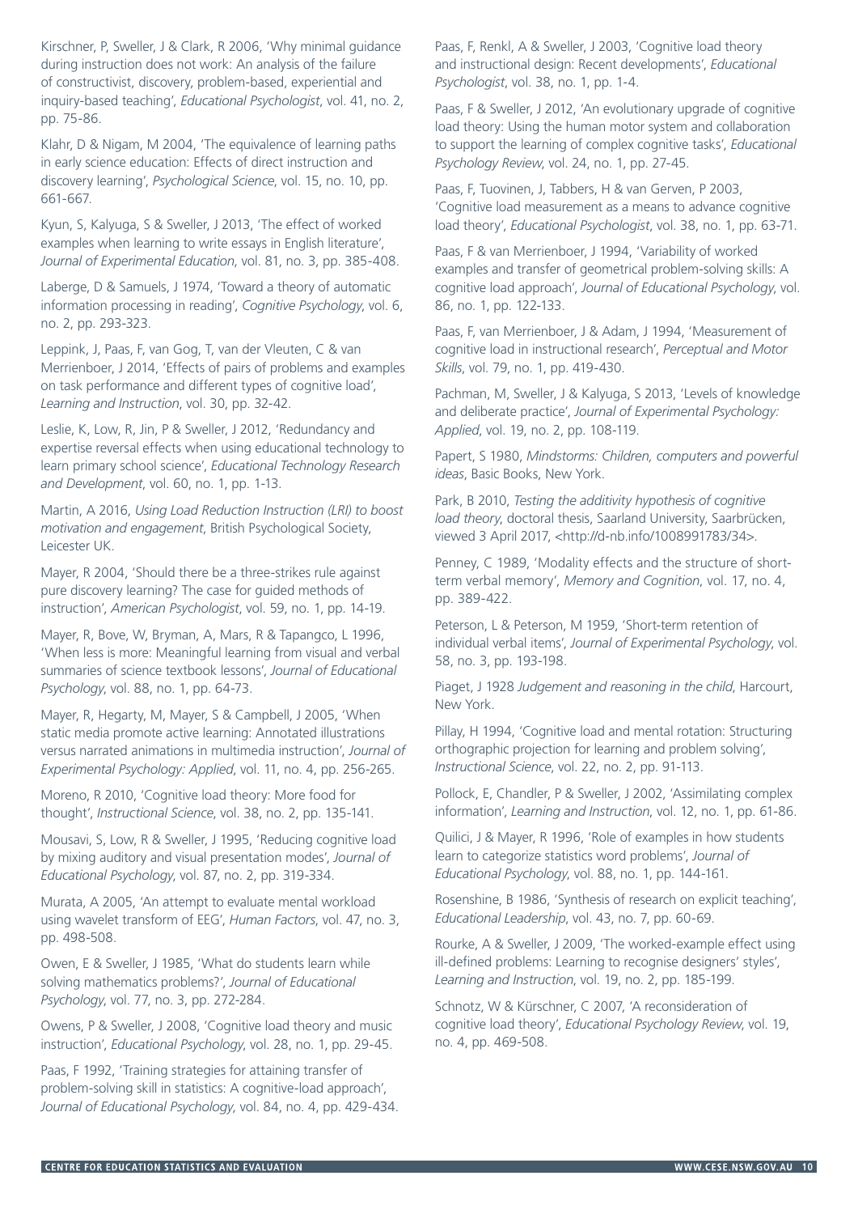Kirschner, P, Sweller, J & Clark, R 2006, 'Why minimal guidance during instruction does not work: An analysis of the failure of constructivist, discovery, problem-based, experiential and inquiry-based teaching', *Educational Psychologist*, vol. 41, no. 2, pp. 75-86.

Klahr, D & Nigam, M 2004, 'The equivalence of learning paths in early science education: Effects of direct instruction and discovery learning', *Psychological Science*, vol. 15, no. 10, pp. 661-667.

Kyun, S, Kalyuga, S & Sweller, J 2013, 'The effect of worked examples when learning to write essays in English literature', *Journal of Experimental Education*, vol. 81, no. 3, pp. 385-408.

Laberge, D & Samuels, J 1974, 'Toward a theory of automatic information processing in reading', *Cognitive Psychology*, vol. 6, no. 2, pp. 293-323.

Leppink, J, Paas, F, van Gog, T, van der Vleuten, C & van Merrienboer, J 2014, 'Effects of pairs of problems and examples on task performance and different types of cognitive load', *Learning and Instruction*, vol. 30, pp. 32-42.

Leslie, K, Low, R, Jin, P & Sweller, J 2012, 'Redundancy and expertise reversal effects when using educational technology to learn primary school science', *Educational Technology Research and Development*, vol. 60, no. 1, pp. 1-13.

Martin, A 2016, *Using Load Reduction Instruction (LRI) to boost motivation and engagement*, British Psychological Society, Leicester UK.

Mayer, R 2004, 'Should there be a three-strikes rule against pure discovery learning? The case for guided methods of instruction', *American Psychologist*, vol. 59, no. 1, pp. 14-19.

Mayer, R, Bove, W, Bryman, A, Mars, R & Tapangco, L 1996, 'When less is more: Meaningful learning from visual and verbal summaries of science textbook lessons', *Journal of Educational Psychology*, vol. 88, no. 1, pp. 64-73.

Mayer, R, Hegarty, M, Mayer, S & Campbell, J 2005, 'When static media promote active learning: Annotated illustrations versus narrated animations in multimedia instruction', *Journal of Experimental Psychology: Applied*, vol. 11, no. 4, pp. 256-265.

Moreno, R 2010, 'Cognitive load theory: More food for thought', *Instructional Science*, vol. 38, no. 2, pp. 135-141.

Mousavi, S, Low, R & Sweller, J 1995, 'Reducing cognitive load by mixing auditory and visual presentation modes', *Journal of Educational Psychology*, vol. 87, no. 2, pp. 319-334.

Murata, A 2005, 'An attempt to evaluate mental workload using wavelet transform of EEG', *Human Factors*, vol. 47, no. 3, pp. 498-508.

Owen, E & Sweller, J 1985, 'What do students learn while solving mathematics problems?', *Journal of Educational Psychology*, vol. 77, no. 3, pp. 272-284.

Owens, P & Sweller, J 2008, 'Cognitive load theory and music instruction', *Educational Psychology*, vol. 28, no. 1, pp. 29-45.

Paas, F 1992, 'Training strategies for attaining transfer of problem-solving skill in statistics: A cognitive-load approach', *Journal of Educational Psychology*, vol. 84, no. 4, pp. 429-434.

Paas, F, Renkl, A & Sweller, J 2003, 'Cognitive load theory and instructional design: Recent developments', *Educational Psychologist*, vol. 38, no. 1, pp. 1-4.

Paas, F & Sweller, J 2012, 'An evolutionary upgrade of cognitive load theory: Using the human motor system and collaboration to support the learning of complex cognitive tasks', *Educational Psychology Review*, vol. 24, no. 1, pp. 27-45.

Paas, F, Tuovinen, J, Tabbers, H & van Gerven, P 2003, 'Cognitive load measurement as a means to advance cognitive load theory', *Educational Psychologist*, vol. 38, no. 1, pp. 63-71.

Paas, F & van Merrienboer, J 1994, 'Variability of worked examples and transfer of geometrical problem-solving skills: A cognitive load approach', *Journal of Educational Psychology*, vol. 86, no. 1, pp. 122-133.

Paas, F, van Merrienboer, J & Adam, J 1994, 'Measurement of cognitive load in instructional research', *Perceptual and Motor Skills*, vol. 79, no. 1, pp. 419-430.

Pachman, M, Sweller, J & Kalyuga, S 2013, 'Levels of knowledge and deliberate practice', *Journal of Experimental Psychology: Applied*, vol. 19, no. 2, pp. 108-119.

Papert, S 1980, *Mindstorms: Children, computers and powerful ideas*, Basic Books, New York.

Park, B 2010, *Testing the additivity hypothesis of cognitive load theory*, doctoral thesis, Saarland University, Saarbrücken, viewed 3 April 2017, <http://d-nb.info/1008991783/34>.

Penney, C 1989, 'Modality effects and the structure of short-term verbal memory', *Memory and Cognition*, vol. 17, no. 4, pp. 389-422.

Peterson, L & Peterson, M 1959, 'Short-term retention of individual verbal items', *Journal of Experimental Psychology*, vol. 58, no. 3, pp. 193-198.

Piaget, J 1928 *Judgement and reasoning in the child*, Harcourt, New York.

Pillay, H 1994, 'Cognitive load and mental rotation: Structuring orthographic projection for learning and problem solving', *Instructional Science*, vol. 22, no. 2, pp. 91-113.

Pollock, E, Chandler, P & Sweller, J 2002, 'Assimilating complex information', *Learning and Instruction*, vol. 12, no. 1, pp. 61-86.

Quilici, J & Mayer, R 1996, 'Role of examples in how students learn to categorize statistics word problems', *Journal of Educational Psychology*, vol. 88, no. 1, pp. 144-161.

Rosenshine, B 1986, 'Synthesis of research on explicit teaching', *Educational Leadership*, vol. 43, no. 7, pp. 60-69.

Rourke, A & Sweller, J 2009, 'The worked-example effect using ill-defined problems: Learning to recognise designers' styles', *Learning and Instruction*, vol. 19, no. 2, pp. 185-199.

Schnotz, W & Kürschner, C 2007, 'A reconsideration of cognitive load theory', *Educational Psychology Review*, vol. 19, no. 4, pp. 469-508.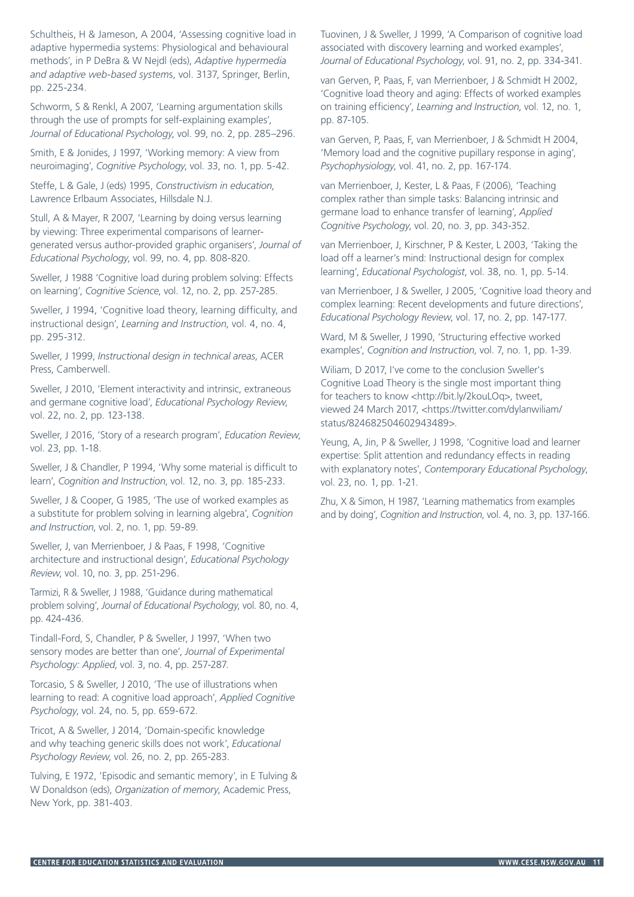Schultheis, H & Jameson, A 2004, 'Assessing cognitive load in adaptive hypermedia systems: Physiological and behavioural methods', in P DeBra & W Nejdl (eds), *Adaptive hypermedia and adaptive web-based systems*, vol. 3137, Springer, Berlin, pp. 225-234.

Schworm, S & Renkl, A 2007, 'Learning argumentation skills through the use of prompts for self-explaining examples', *Journal of Educational Psychology*, vol. 99, no. 2, pp. 285–296.

Smith, E & Jonides, J 1997, 'Working memory: A view from neuroimaging', *Cognitive Psychology*, vol. 33, no. 1, pp. 5-42.

Steffe, L & Gale, J (eds) 1995, *Constructivism in education*, Lawrence Erlbaum Associates, Hillsdale N.J.

Stull, A & Mayer, R 2007, 'Learning by doing versus learning by viewing: Three experimental comparisons of learner-generated versus author-provided graphic organisers', *Journal of Educational Psychology*, vol. 99, no. 4, pp. 808-820.

Sweller, J 1988 'Cognitive load during problem solving: Effects on learning', *Cognitive Science*, vol. 12, no. 2, pp. 257-285.

Sweller, J 1994, 'Cognitive load theory, learning difficulty, and instructional design', *Learning and Instruction*, vol. 4, no. 4, pp. 295-312.

Sweller, J 1999, *Instructional design in technical areas*, ACER Press, Camberwell.

Sweller, J 2010, 'Element interactivity and intrinsic, extraneous and germane cognitive load', *Educational Psychology Review*, vol. 22, no. 2, pp. 123-138.

Sweller, J 2016, 'Story of a research program', *Education Review*, vol. 23, pp. 1-18.

Sweller, J & Chandler, P 1994, 'Why some material is difficult to learn', *Cognition and Instruction*, vol. 12, no. 3, pp. 185-233.

Sweller, J & Cooper, G 1985, 'The use of worked examples as a substitute for problem solving in learning algebra', *Cognition and Instruction*, vol. 2, no. 1, pp. 59-89.

Sweller, J, van Merrienboer, J & Paas, F 1998, 'Cognitive architecture and instructional design', *Educational Psychology Review*, vol. 10, no. 3, pp. 251-296.

Tarmizi, R & Sweller, J 1988, 'Guidance during mathematical problem solving', *Journal of Educational Psychology*, vol. 80, no. 4, pp. 424-436.

Tindall-Ford, S, Chandler, P & Sweller, J 1997, 'When two sensory modes are better than one', *Journal of Experimental Psychology: Applied*, vol. 3, no. 4, pp. 257-287.

Torcasio, S & Sweller, J 2010, 'The use of illustrations when learning to read: A cognitive load approach', *Applied Cognitive Psychology*, vol. 24, no. 5, pp. 659-672.

Tricot, A & Sweller, J 2014, 'Domain-specific knowledge and why teaching generic skills does not work', *Educational Psychology Review*, vol. 26, no. 2, pp. 265-283.

Tulving, E 1972, 'Episodic and semantic memory', in E Tulving & W Donaldson (eds), *Organization of memory*, Academic Press, New York, pp. 381-403.

Tuovinen, J & Sweller, J 1999, 'A Comparison of cognitive load associated with discovery learning and worked examples', *Journal of Educational Psychology*, vol. 91, no. 2, pp. 334-341.

van Gerven, P, Paas, F, van Merrienboer, J & Schmidt H 2002, 'Cognitive load theory and aging: Effects of worked examples on training efficiency', *Learning and Instruction*, vol. 12, no. 1, pp. 87-105.

van Gerven, P, Paas, F, van Merrienboer, J & Schmidt H 2004, 'Memory load and the cognitive pupillary response in aging', *Psychophysiology*, vol. 41, no. 2, pp. 167-174.

van Merrienboer, J, Kester, L & Paas, F (2006), 'Teaching complex rather than simple tasks: Balancing intrinsic and germane load to enhance transfer of learning', *Applied Cognitive Psychology*, vol. 20, no. 3, pp. 343-352.

van Merrienboer, J, Kirschner, P & Kester, L 2003, 'Taking the load off a learner's mind: Instructional design for complex learning', *Educational Psychologist*, vol. 38, no. 1, pp. 5-14.

van Merrienboer, J & Sweller, J 2005, 'Cognitive load theory and complex learning: Recent developments and future directions', *Educational Psychology Review*, vol. 17, no. 2, pp. 147-177.

Ward, M & Sweller, J 1990, 'Structuring effective worked examples', *Cognition and Instruction*, vol. 7, no. 1, pp. 1-39.

Wiliam, D 2017, I've come to the conclusion Sweller's Cognitive Load Theory is the single most important thing for teachers to know <http://bit.ly/2kouLOq>, tweet, viewed 24 March 2017, <https://twitter.com/dylanwiliam/status/824682504602943489>.

Yeung, A, Jin, P & Sweller, J 1998, 'Cognitive load and learner expertise: Split attention and redundancy effects in reading with explanatory notes', *Contemporary Educational Psychology*, vol. 23, no. 1, pp. 1-21.

Zhu, X & Simon, H 1987, 'Learning mathematics from examples and by doing', *Cognition and Instruction*, vol. 4, no. 3, pp. 137-166.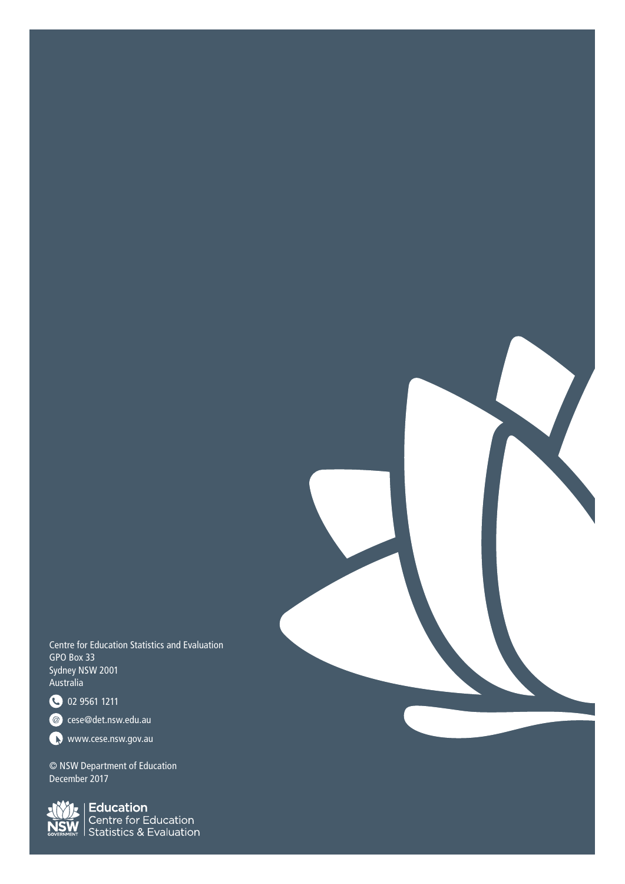Centre for Education Statistics and Evaluation
GPO Box 33
Sydney NSW 2001
Australia

02 9561 1211

cese@det.nsw.edu.au

www.cese.nsw.gov.au

© NSW Department of Education
December 2017

Education
Centre for Education
Statistics & Evaluation